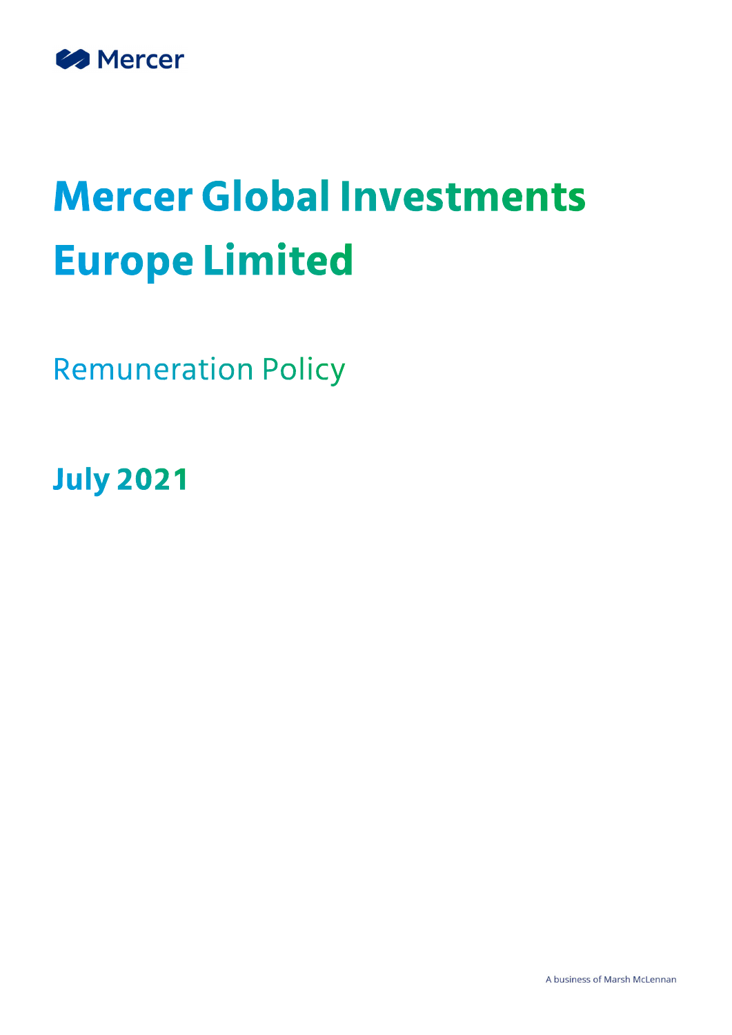Mercer

# Mercer Global Investments Europe Limited

## Remuneration Policy

**July 2021**

A business of Marsh McLennan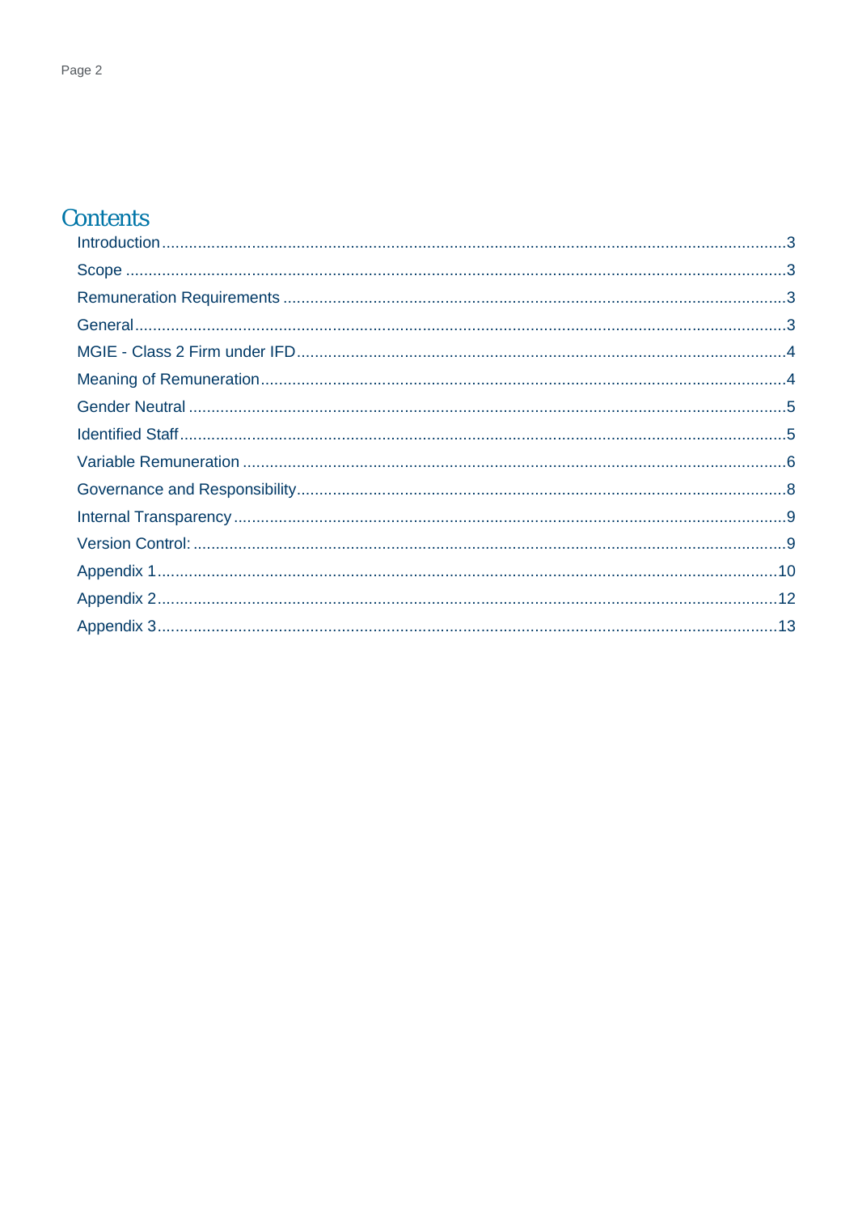# Contents

- Introduction .......... 3
- Scope .......... 3
- Remuneration Requirements .......... 3
- General .......... 3
- MGIE - Class 2 Firm under IFD .......... 4
- Meaning of Remuneration .......... 4
- Gender Neutral .......... 5
- Identified Staff .......... 5
- Variable Remuneration .......... 6
- Governance and Responsibility .......... 8
- Internal Transparency .......... 9
- Version Control: .......... 9
- Appendix 1 .......... 10
- Appendix 2 .......... 12
- Appendix 3 .......... 13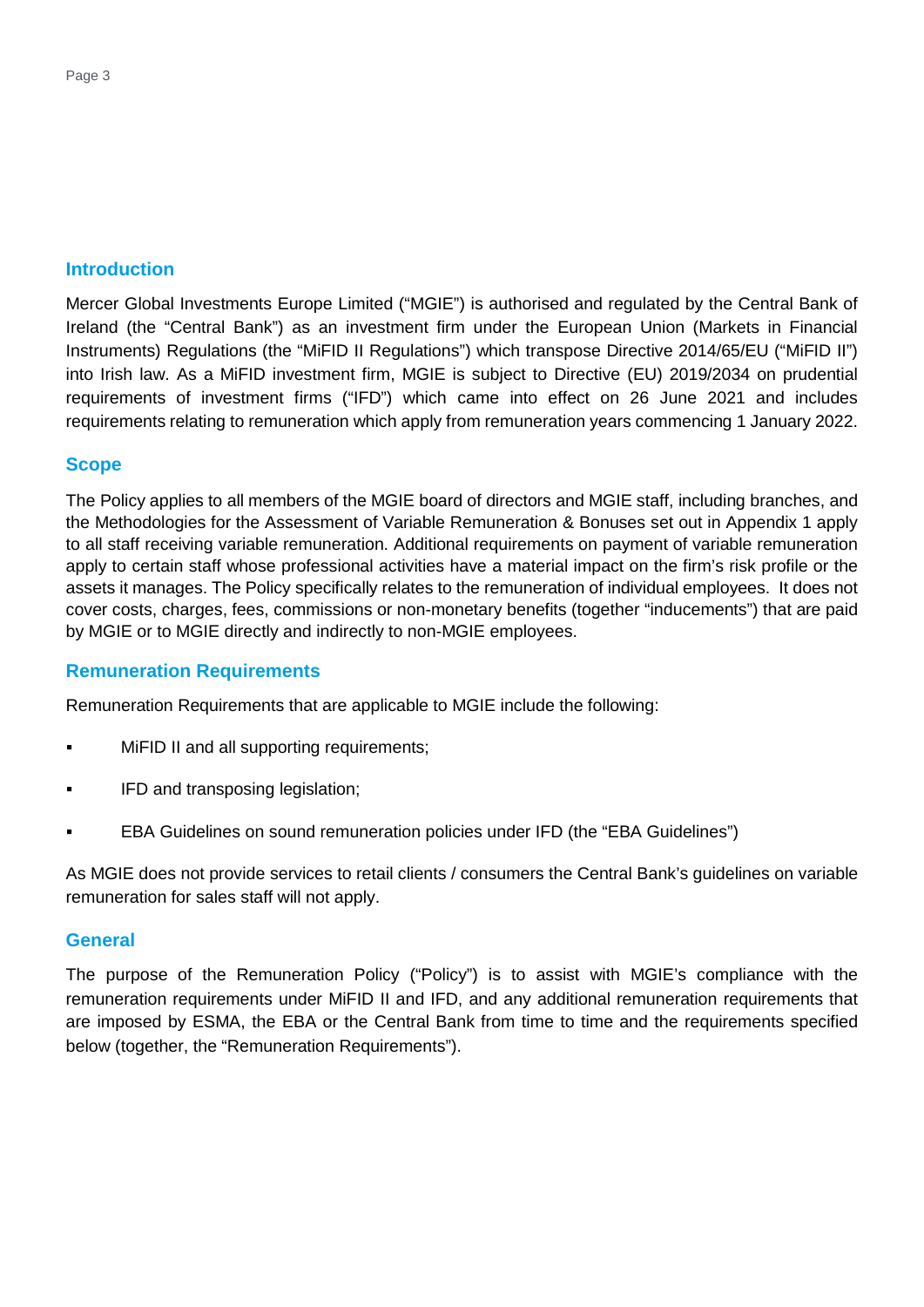## Introduction

Mercer Global Investments Europe Limited ("MGIE") is authorised and regulated by the Central Bank of Ireland (the "Central Bank") as an investment firm under the European Union (Markets in Financial Instruments) Regulations (the "MiFID II Regulations") which transpose Directive 2014/65/EU ("MiFID II") into Irish law. As a MiFID investment firm, MGIE is subject to Directive (EU) 2019/2034 on prudential requirements of investment firms ("IFD") which came into effect on 26 June 2021 and includes requirements relating to remuneration which apply from remuneration years commencing 1 January 2022.

## Scope

The Policy applies to all members of the MGIE board of directors and MGIE staff, including branches, and the Methodologies for the Assessment of Variable Remuneration & Bonuses set out in Appendix 1 apply to all staff receiving variable remuneration. Additional requirements on payment of variable remuneration apply to certain staff whose professional activities have a material impact on the firm's risk profile or the assets it manages. The Policy specifically relates to the remuneration of individual employees. It does not cover costs, charges, fees, commissions or non-monetary benefits (together "inducements") that are paid by MGIE or to MGIE directly and indirectly to non-MGIE employees.

## Remuneration Requirements

Remuneration Requirements that are applicable to MGIE include the following:

- MiFID II and all supporting requirements;
- IFD and transposing legislation;
- EBA Guidelines on sound remuneration policies under IFD (the "EBA Guidelines")

As MGIE does not provide services to retail clients / consumers the Central Bank's guidelines on variable remuneration for sales staff will not apply.

## General

The purpose of the Remuneration Policy ("Policy") is to assist with MGIE's compliance with the remuneration requirements under MiFID II and IFD, and any additional remuneration requirements that are imposed by ESMA, the EBA or the Central Bank from time to time and the requirements specified below (together, the "Remuneration Requirements").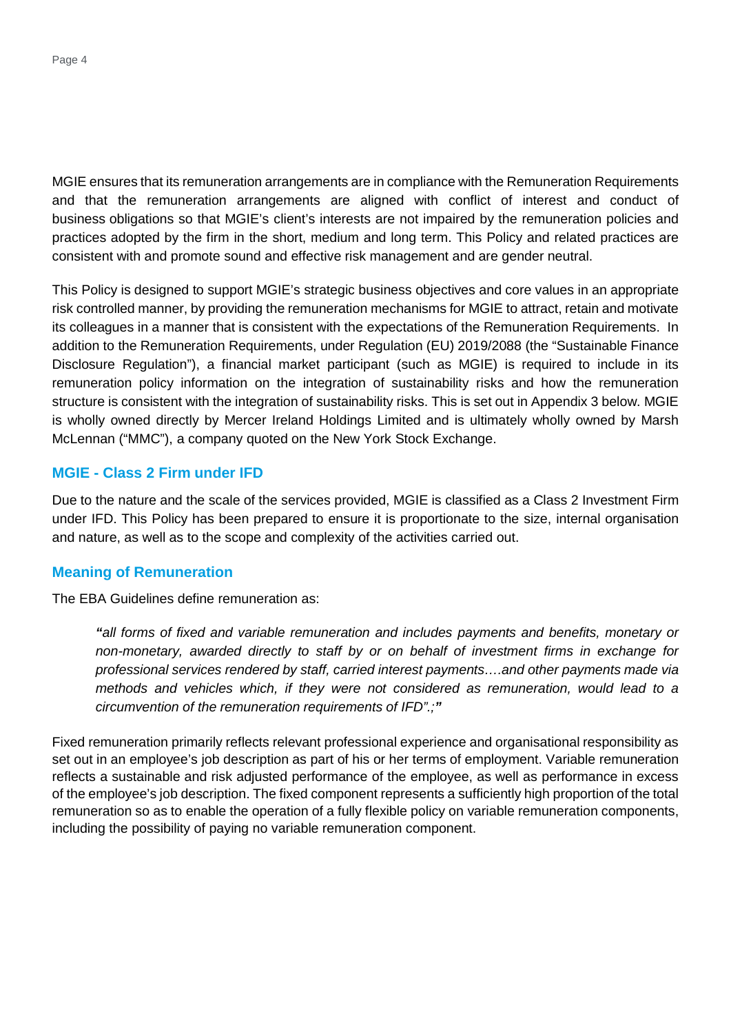MGIE ensures that its remuneration arrangements are in compliance with the Remuneration Requirements and that the remuneration arrangements are aligned with conflict of interest and conduct of business obligations so that MGIE's client's interests are not impaired by the remuneration policies and practices adopted by the firm in the short, medium and long term. This Policy and related practices are consistent with and promote sound and effective risk management and are gender neutral.

This Policy is designed to support MGIE's strategic business objectives and core values in an appropriate risk controlled manner, by providing the remuneration mechanisms for MGIE to attract, retain and motivate its colleagues in a manner that is consistent with the expectations of the Remuneration Requirements. In addition to the Remuneration Requirements, under Regulation (EU) 2019/2088 (the "Sustainable Finance Disclosure Regulation"), a financial market participant (such as MGIE) is required to include in its remuneration policy information on the integration of sustainability risks and how the remuneration structure is consistent with the integration of sustainability risks. This is set out in Appendix 3 below. MGIE is wholly owned directly by Mercer Ireland Holdings Limited and is ultimately wholly owned by Marsh McLennan ("MMC"), a company quoted on the New York Stock Exchange.

## MGIE - Class 2 Firm under IFD

Due to the nature and the scale of the services provided, MGIE is classified as a Class 2 Investment Firm under IFD. This Policy has been prepared to ensure it is proportionate to the size, internal organisation and nature, as well as to the scope and complexity of the activities carried out.

## Meaning of Remuneration

The EBA Guidelines define remuneration as:

> ***"****all forms of fixed and variable remuneration and includes payments and benefits, monetary or non-monetary, awarded directly to staff by or on behalf of investment firms in exchange for professional services rendered by staff, carried interest payments….and other payments made via methods and vehicles which, if they were not considered as remuneration, would lead to a circumvention of the remuneration requirements of IFD".;****"***

Fixed remuneration primarily reflects relevant professional experience and organisational responsibility as set out in an employee's job description as part of his or her terms of employment. Variable remuneration reflects a sustainable and risk adjusted performance of the employee, as well as performance in excess of the employee's job description. The fixed component represents a sufficiently high proportion of the total remuneration so as to enable the operation of a fully flexible policy on variable remuneration components, including the possibility of paying no variable remuneration component.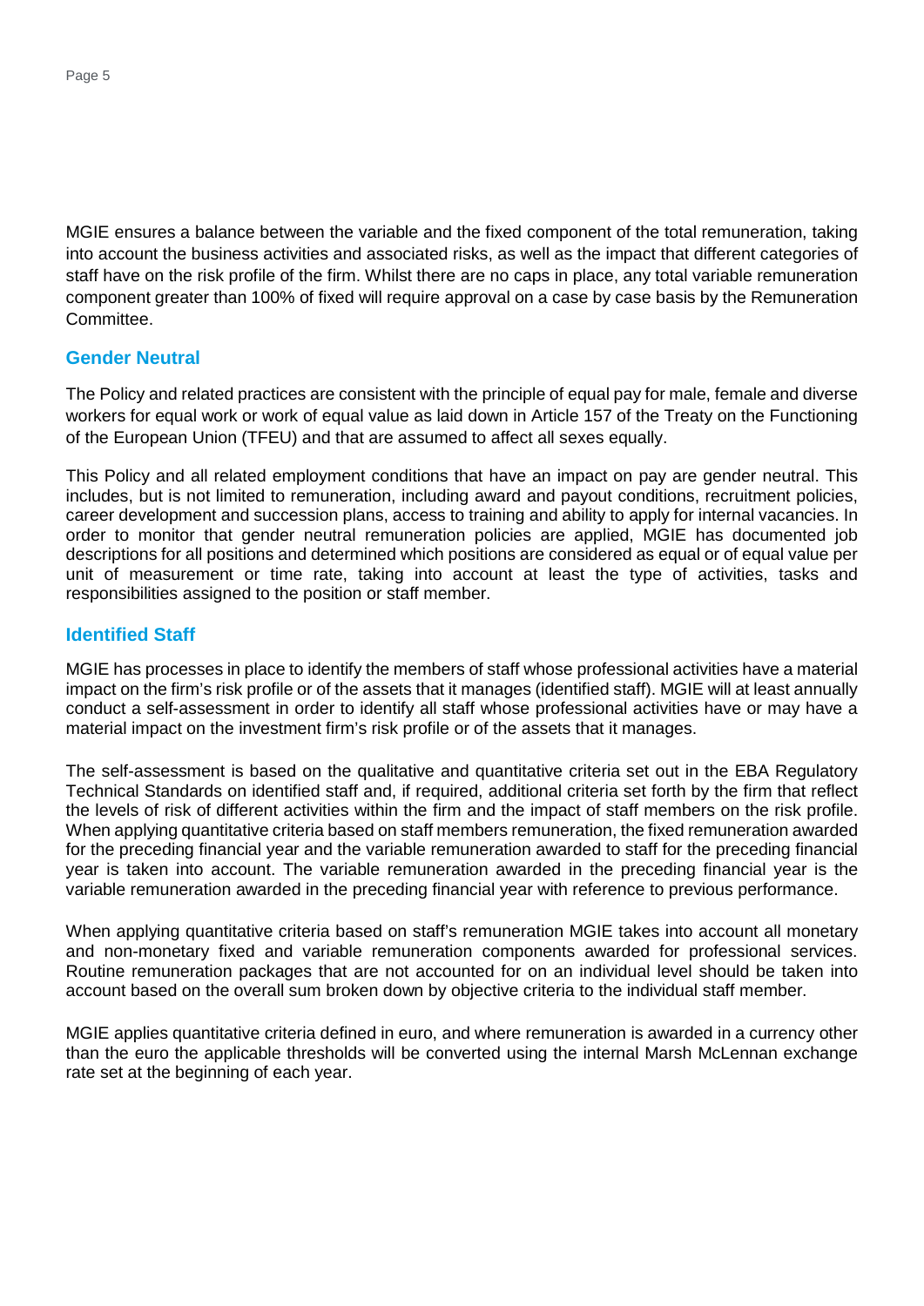MGIE ensures a balance between the variable and the fixed component of the total remuneration, taking into account the business activities and associated risks, as well as the impact that different categories of staff have on the risk profile of the firm. Whilst there are no caps in place, any total variable remuneration component greater than 100% of fixed will require approval on a case by case basis by the Remuneration Committee.

## Gender Neutral

The Policy and related practices are consistent with the principle of equal pay for male, female and diverse workers for equal work or work of equal value as laid down in Article 157 of the Treaty on the Functioning of the European Union (TFEU) and that are assumed to affect all sexes equally.

This Policy and all related employment conditions that have an impact on pay are gender neutral. This includes, but is not limited to remuneration, including award and payout conditions, recruitment policies, career development and succession plans, access to training and ability to apply for internal vacancies. In order to monitor that gender neutral remuneration policies are applied, MGIE has documented job descriptions for all positions and determined which positions are considered as equal or of equal value per unit of measurement or time rate, taking into account at least the type of activities, tasks and responsibilities assigned to the position or staff member.

## Identified Staff

MGIE has processes in place to identify the members of staff whose professional activities have a material impact on the firm's risk profile or of the assets that it manages (identified staff). MGIE will at least annually conduct a self-assessment in order to identify all staff whose professional activities have or may have a material impact on the investment firm's risk profile or of the assets that it manages.

The self-assessment is based on the qualitative and quantitative criteria set out in the EBA Regulatory Technical Standards on identified staff and, if required, additional criteria set forth by the firm that reflect the levels of risk of different activities within the firm and the impact of staff members on the risk profile. When applying quantitative criteria based on staff members remuneration, the fixed remuneration awarded for the preceding financial year and the variable remuneration awarded to staff for the preceding financial year is taken into account. The variable remuneration awarded in the preceding financial year is the variable remuneration awarded in the preceding financial year with reference to previous performance.

When applying quantitative criteria based on staff's remuneration MGIE takes into account all monetary and non-monetary fixed and variable remuneration components awarded for professional services. Routine remuneration packages that are not accounted for on an individual level should be taken into account based on the overall sum broken down by objective criteria to the individual staff member.

MGIE applies quantitative criteria defined in euro, and where remuneration is awarded in a currency other than the euro the applicable thresholds will be converted using the internal Marsh McLennan exchange rate set at the beginning of each year.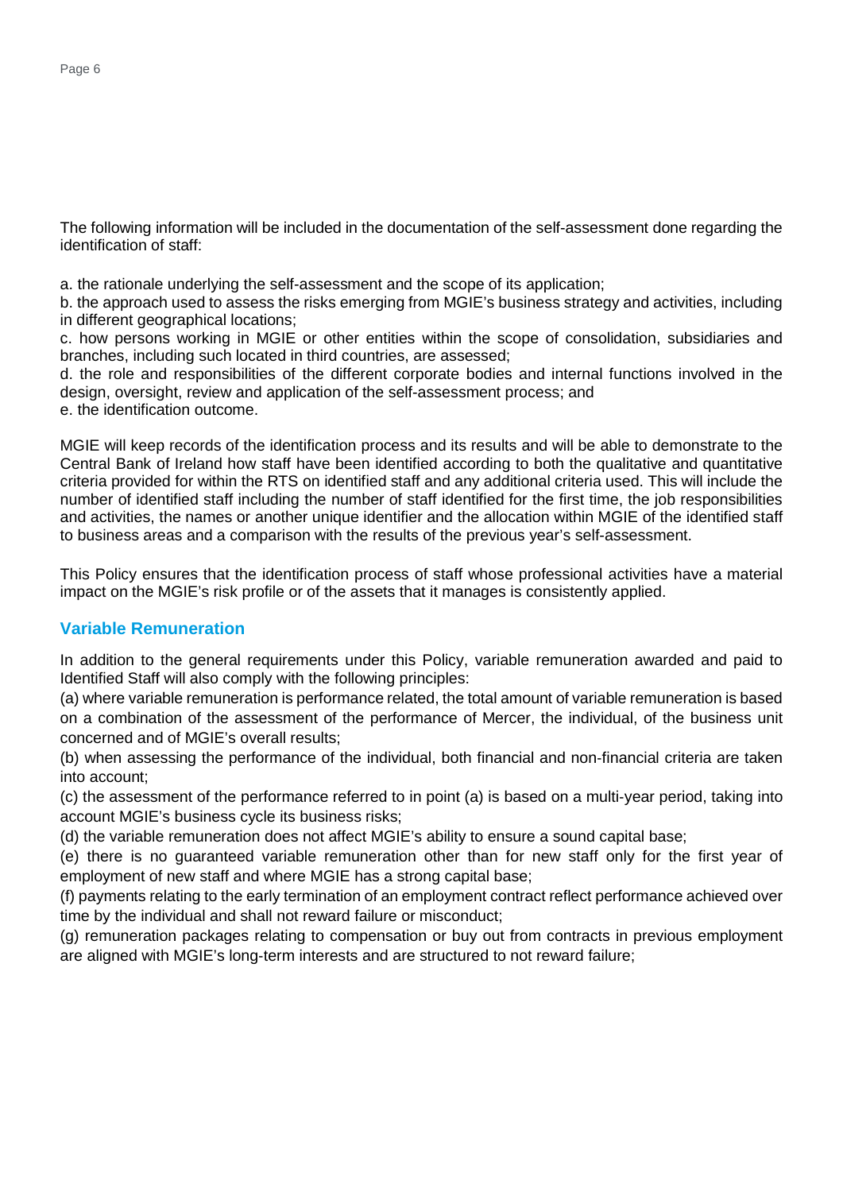The following information will be included in the documentation of the self-assessment done regarding the identification of staff:

a. the rationale underlying the self-assessment and the scope of its application;
b. the approach used to assess the risks emerging from MGIE's business strategy and activities, including in different geographical locations;
c. how persons working in MGIE or other entities within the scope of consolidation, subsidiaries and branches, including such located in third countries, are assessed;
d. the role and responsibilities of the different corporate bodies and internal functions involved in the design, oversight, review and application of the self-assessment process; and
e. the identification outcome.

MGIE will keep records of the identification process and its results and will be able to demonstrate to the Central Bank of Ireland how staff have been identified according to both the qualitative and quantitative criteria provided for within the RTS on identified staff and any additional criteria used. This will include the number of identified staff including the number of staff identified for the first time, the job responsibilities and activities, the names or another unique identifier and the allocation within MGIE of the identified staff to business areas and a comparison with the results of the previous year's self-assessment.

This Policy ensures that the identification process of staff whose professional activities have a material impact on the MGIE's risk profile or of the assets that it manages is consistently applied.

## Variable Remuneration

In addition to the general requirements under this Policy, variable remuneration awarded and paid to Identified Staff will also comply with the following principles:

(a) where variable remuneration is performance related, the total amount of variable remuneration is based on a combination of the assessment of the performance of Mercer, the individual, of the business unit concerned and of MGIE's overall results;
(b) when assessing the performance of the individual, both financial and non-financial criteria are taken into account;
(c) the assessment of the performance referred to in point (a) is based on a multi-year period, taking into account MGIE's business cycle its business risks;
(d) the variable remuneration does not affect MGIE's ability to ensure a sound capital base;
(e) there is no guaranteed variable remuneration other than for new staff only for the first year of employment of new staff and where MGIE has a strong capital base;
(f) payments relating to the early termination of an employment contract reflect performance achieved over time by the individual and shall not reward failure or misconduct;
(g) remuneration packages relating to compensation or buy out from contracts in previous employment are aligned with MGIE's long-term interests and are structured to not reward failure;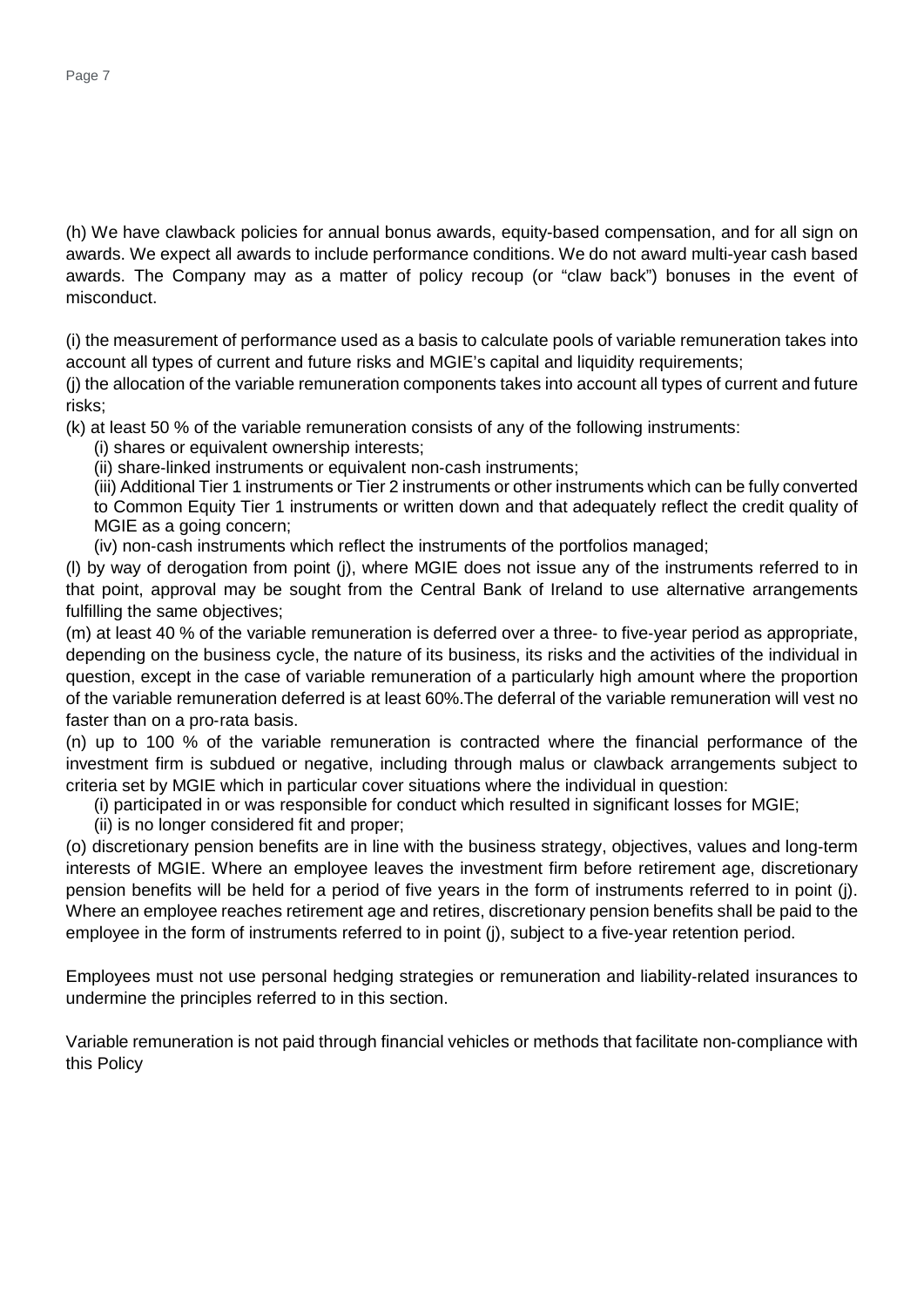(h) We have clawback policies for annual bonus awards, equity-based compensation, and for all sign on awards. We expect all awards to include performance conditions. We do not award multi-year cash based awards. The Company may as a matter of policy recoup (or "claw back") bonuses in the event of misconduct.

(i) the measurement of performance used as a basis to calculate pools of variable remuneration takes into account all types of current and future risks and MGIE's capital and liquidity requirements;

(j) the allocation of the variable remuneration components takes into account all types of current and future risks;

(k) at least 50 % of the variable remuneration consists of any of the following instruments:

(i) shares or equivalent ownership interests;

(ii) share-linked instruments or equivalent non-cash instruments;

(iii) Additional Tier 1 instruments or Tier 2 instruments or other instruments which can be fully converted to Common Equity Tier 1 instruments or written down and that adequately reflect the credit quality of MGIE as a going concern;

(iv) non-cash instruments which reflect the instruments of the portfolios managed;

(l) by way of derogation from point (j), where MGIE does not issue any of the instruments referred to in that point, approval may be sought from the Central Bank of Ireland to use alternative arrangements fulfilling the same objectives;

(m) at least 40 % of the variable remuneration is deferred over a three- to five-year period as appropriate, depending on the business cycle, the nature of its business, its risks and the activities of the individual in question, except in the case of variable remuneration of a particularly high amount where the proportion of the variable remuneration deferred is at least 60%.The deferral of the variable remuneration will vest no faster than on a pro-rata basis.

(n) up to 100 % of the variable remuneration is contracted where the financial performance of the investment firm is subdued or negative, including through malus or clawback arrangements subject to criteria set by MGIE which in particular cover situations where the individual in question:

(i) participated in or was responsible for conduct which resulted in significant losses for MGIE;

(ii) is no longer considered fit and proper;

(o) discretionary pension benefits are in line with the business strategy, objectives, values and long-term interests of MGIE. Where an employee leaves the investment firm before retirement age, discretionary pension benefits will be held for a period of five years in the form of instruments referred to in point (j). Where an employee reaches retirement age and retires, discretionary pension benefits shall be paid to the employee in the form of instruments referred to in point (j), subject to a five-year retention period.

Employees must not use personal hedging strategies or remuneration and liability-related insurances to undermine the principles referred to in this section.

Variable remuneration is not paid through financial vehicles or methods that facilitate non-compliance with this Policy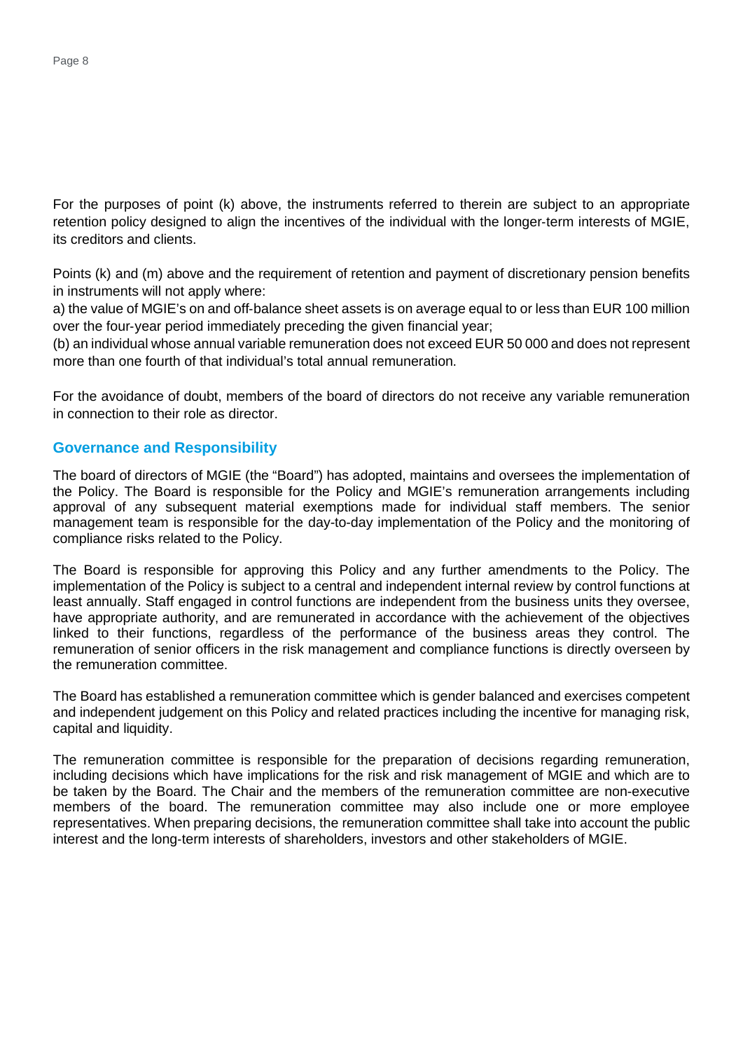For the purposes of point (k) above, the instruments referred to therein are subject to an appropriate retention policy designed to align the incentives of the individual with the longer-term interests of MGIE, its creditors and clients.

Points (k) and (m) above and the requirement of retention and payment of discretionary pension benefits in instruments will not apply where:
a) the value of MGIE's on and off-balance sheet assets is on average equal to or less than EUR 100 million over the four-year period immediately preceding the given financial year;
(b) an individual whose annual variable remuneration does not exceed EUR 50 000 and does not represent more than one fourth of that individual's total annual remuneration.

For the avoidance of doubt, members of the board of directors do not receive any variable remuneration in connection to their role as director.

## Governance and Responsibility

The board of directors of MGIE (the "Board") has adopted, maintains and oversees the implementation of the Policy. The Board is responsible for the Policy and MGIE's remuneration arrangements including approval of any subsequent material exemptions made for individual staff members. The senior management team is responsible for the day-to-day implementation of the Policy and the monitoring of compliance risks related to the Policy.

The Board is responsible for approving this Policy and any further amendments to the Policy. The implementation of the Policy is subject to a central and independent internal review by control functions at least annually. Staff engaged in control functions are independent from the business units they oversee, have appropriate authority, and are remunerated in accordance with the achievement of the objectives linked to their functions, regardless of the performance of the business areas they control. The remuneration of senior officers in the risk management and compliance functions is directly overseen by the remuneration committee.

The Board has established a remuneration committee which is gender balanced and exercises competent and independent judgement on this Policy and related practices including the incentive for managing risk, capital and liquidity.

The remuneration committee is responsible for the preparation of decisions regarding remuneration, including decisions which have implications for the risk and risk management of MGIE and which are to be taken by the Board. The Chair and the members of the remuneration committee are non-executive members of the board. The remuneration committee may also include one or more employee representatives. When preparing decisions, the remuneration committee shall take into account the public interest and the long-term interests of shareholders, investors and other stakeholders of MGIE.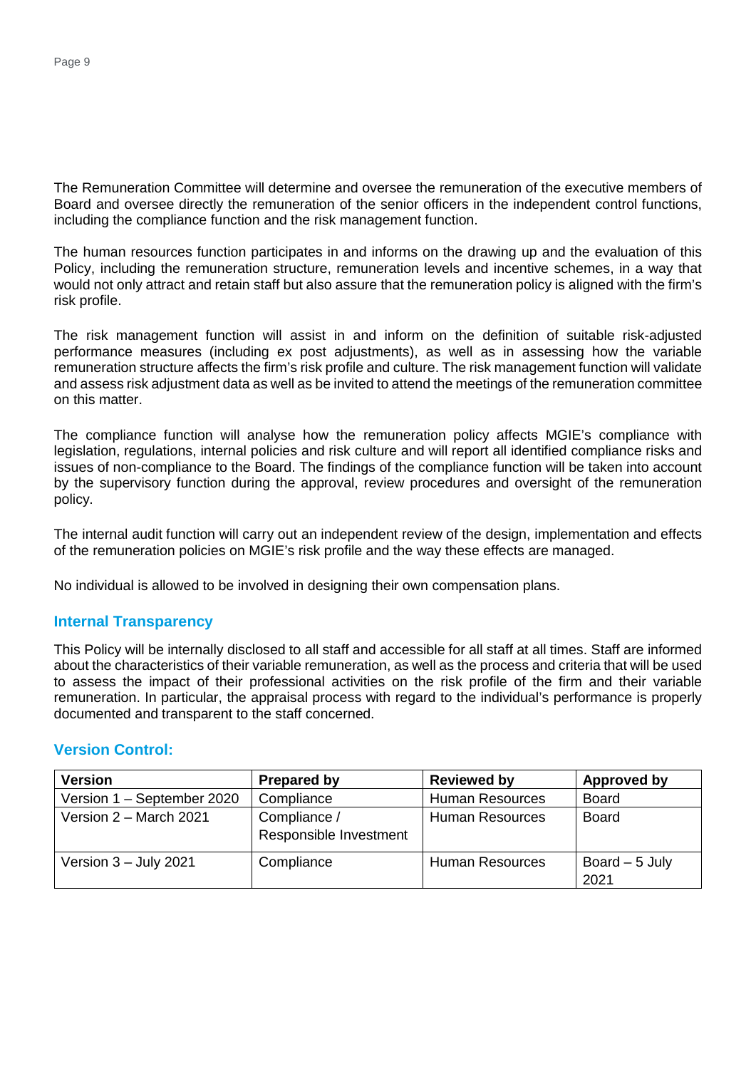The Remuneration Committee will determine and oversee the remuneration of the executive members of Board and oversee directly the remuneration of the senior officers in the independent control functions, including the compliance function and the risk management function.

The human resources function participates in and informs on the drawing up and the evaluation of this Policy, including the remuneration structure, remuneration levels and incentive schemes, in a way that would not only attract and retain staff but also assure that the remuneration policy is aligned with the firm's risk profile.

The risk management function will assist in and inform on the definition of suitable risk-adjusted performance measures (including ex post adjustments), as well as in assessing how the variable remuneration structure affects the firm's risk profile and culture. The risk management function will validate and assess risk adjustment data as well as be invited to attend the meetings of the remuneration committee on this matter.

The compliance function will analyse how the remuneration policy affects MGIE's compliance with legislation, regulations, internal policies and risk culture and will report all identified compliance risks and issues of non-compliance to the Board. The findings of the compliance function will be taken into account by the supervisory function during the approval, review procedures and oversight of the remuneration policy.

The internal audit function will carry out an independent review of the design, implementation and effects of the remuneration policies on MGIE's risk profile and the way these effects are managed.

No individual is allowed to be involved in designing their own compensation plans.

## Internal Transparency

This Policy will be internally disclosed to all staff and accessible for all staff at all times. Staff are informed about the characteristics of their variable remuneration, as well as the process and criteria that will be used to assess the impact of their professional activities on the risk profile of the firm and their variable remuneration. In particular, the appraisal process with regard to the individual's performance is properly documented and transparent to the staff concerned.

## Version Control:

| Version | Prepared by | Reviewed by | Approved by |
|---|---|---|---|
| Version 1 – September 2020 | Compliance | Human Resources | Board |
| Version 2 – March 2021 | Compliance / Responsible Investment | Human Resources | Board |
| Version 3 – July 2021 | Compliance | Human Resources | Board – 5 July 2021 |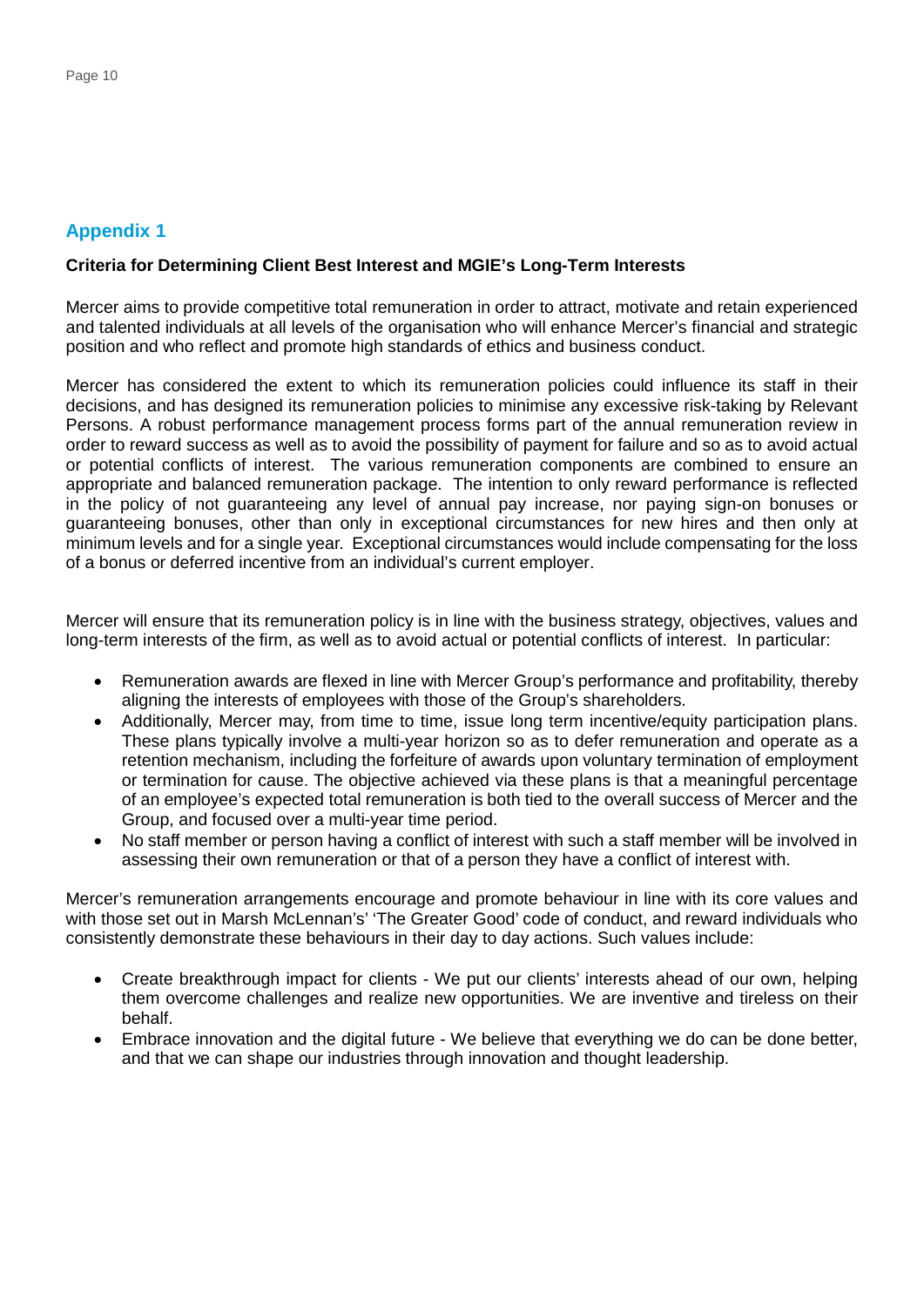## Appendix 1

**Criteria for Determining Client Best Interest and MGIE's Long-Term Interests**

Mercer aims to provide competitive total remuneration in order to attract, motivate and retain experienced and talented individuals at all levels of the organisation who will enhance Mercer's financial and strategic position and who reflect and promote high standards of ethics and business conduct.

Mercer has considered the extent to which its remuneration policies could influence its staff in their decisions, and has designed its remuneration policies to minimise any excessive risk-taking by Relevant Persons. A robust performance management process forms part of the annual remuneration review in order to reward success as well as to avoid the possibility of payment for failure and so as to avoid actual or potential conflicts of interest. The various remuneration components are combined to ensure an appropriate and balanced remuneration package. The intention to only reward performance is reflected in the policy of not guaranteeing any level of annual pay increase, nor paying sign-on bonuses or guaranteeing bonuses, other than only in exceptional circumstances for new hires and then only at minimum levels and for a single year. Exceptional circumstances would include compensating for the loss of a bonus or deferred incentive from an individual's current employer.

Mercer will ensure that its remuneration policy is in line with the business strategy, objectives, values and long-term interests of the firm, as well as to avoid actual or potential conflicts of interest. In particular:

- Remuneration awards are flexed in line with Mercer Group's performance and profitability, thereby aligning the interests of employees with those of the Group's shareholders.
- Additionally, Mercer may, from time to time, issue long term incentive/equity participation plans. These plans typically involve a multi-year horizon so as to defer remuneration and operate as a retention mechanism, including the forfeiture of awards upon voluntary termination of employment or termination for cause. The objective achieved via these plans is that a meaningful percentage of an employee's expected total remuneration is both tied to the overall success of Mercer and the Group, and focused over a multi-year time period.
- No staff member or person having a conflict of interest with such a staff member will be involved in assessing their own remuneration or that of a person they have a conflict of interest with.

Mercer's remuneration arrangements encourage and promote behaviour in line with its core values and with those set out in Marsh McLennan's' 'The Greater Good' code of conduct, and reward individuals who consistently demonstrate these behaviours in their day to day actions. Such values include:

- Create breakthrough impact for clients - We put our clients' interests ahead of our own, helping them overcome challenges and realize new opportunities. We are inventive and tireless on their behalf.
- Embrace innovation and the digital future - We believe that everything we do can be done better, and that we can shape our industries through innovation and thought leadership.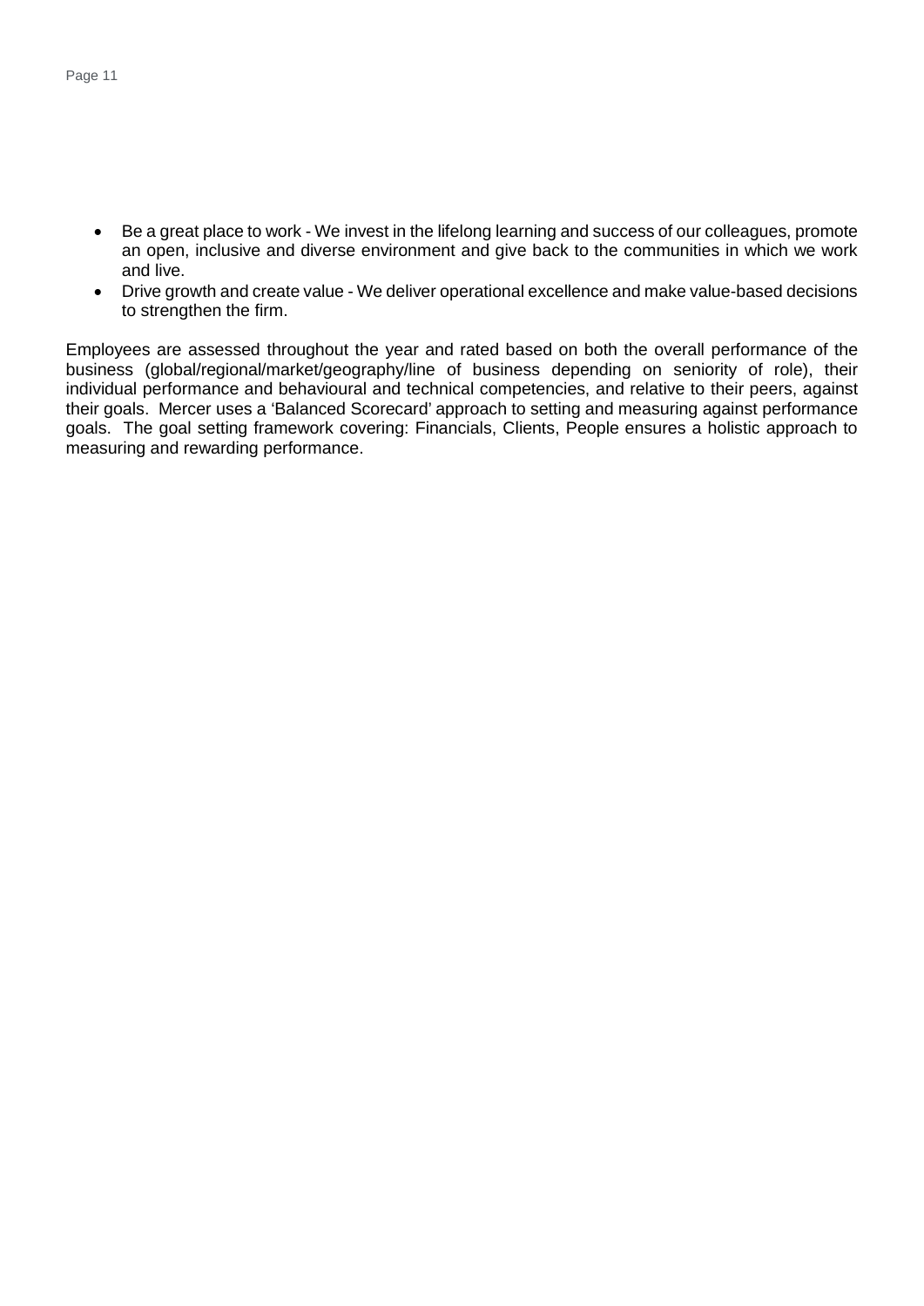- Be a great place to work - We invest in the lifelong learning and success of our colleagues, promote an open, inclusive and diverse environment and give back to the communities in which we work and live.
- Drive growth and create value - We deliver operational excellence and make value-based decisions to strengthen the firm.

Employees are assessed throughout the year and rated based on both the overall performance of the business (global/regional/market/geography/line of business depending on seniority of role), their individual performance and behavioural and technical competencies, and relative to their peers, against their goals. Mercer uses a 'Balanced Scorecard' approach to setting and measuring against performance goals. The goal setting framework covering: Financials, Clients, People ensures a holistic approach to measuring and rewarding performance.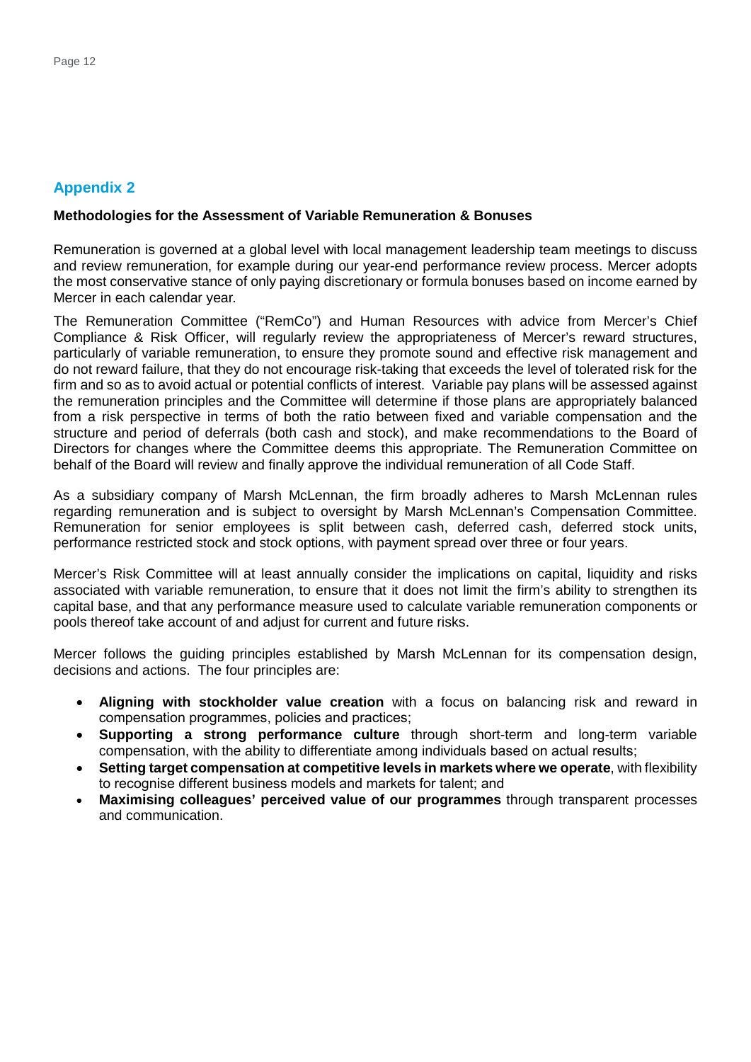## Appendix 2

**Methodologies for the Assessment of Variable Remuneration & Bonuses**

Remuneration is governed at a global level with local management leadership team meetings to discuss and review remuneration, for example during our year-end performance review process. Mercer adopts the most conservative stance of only paying discretionary or formula bonuses based on income earned by Mercer in each calendar year.

The Remuneration Committee ("RemCo") and Human Resources with advice from Mercer's Chief Compliance & Risk Officer, will regularly review the appropriateness of Mercer's reward structures, particularly of variable remuneration, to ensure they promote sound and effective risk management and do not reward failure, that they do not encourage risk-taking that exceeds the level of tolerated risk for the firm and so as to avoid actual or potential conflicts of interest. Variable pay plans will be assessed against the remuneration principles and the Committee will determine if those plans are appropriately balanced from a risk perspective in terms of both the ratio between fixed and variable compensation and the structure and period of deferrals (both cash and stock), and make recommendations to the Board of Directors for changes where the Committee deems this appropriate. The Remuneration Committee on behalf of the Board will review and finally approve the individual remuneration of all Code Staff.

As a subsidiary company of Marsh McLennan, the firm broadly adheres to Marsh McLennan rules regarding remuneration and is subject to oversight by Marsh McLennan's Compensation Committee. Remuneration for senior employees is split between cash, deferred cash, deferred stock units, performance restricted stock and stock options, with payment spread over three or four years.

Mercer's Risk Committee will at least annually consider the implications on capital, liquidity and risks associated with variable remuneration, to ensure that it does not limit the firm's ability to strengthen its capital base, and that any performance measure used to calculate variable remuneration components or pools thereof take account of and adjust for current and future risks.

Mercer follows the guiding principles established by Marsh McLennan for its compensation design, decisions and actions. The four principles are:

- **Aligning with stockholder value creation** with a focus on balancing risk and reward in compensation programmes, policies and practices;
- **Supporting a strong performance culture** through short-term and long-term variable compensation, with the ability to differentiate among individuals based on actual results;
- **Setting target compensation at competitive levels in markets where we operate**, with flexibility to recognise different business models and markets for talent; and
- **Maximising colleagues' perceived value of our programmes** through transparent processes and communication.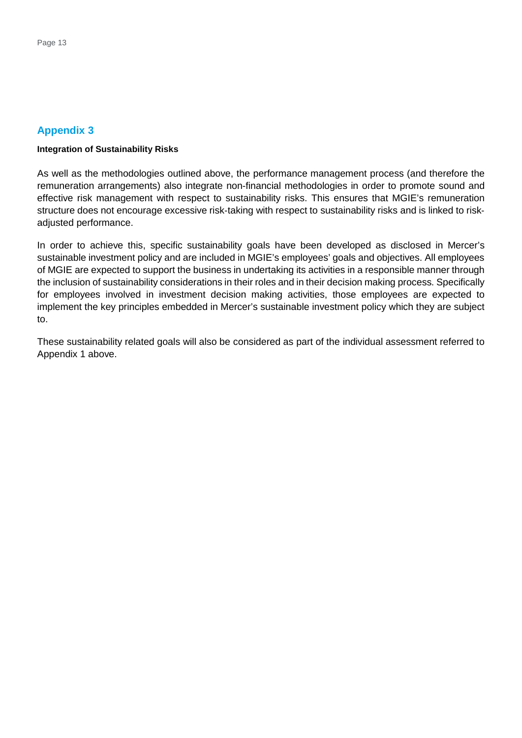## Appendix 3

**Integration of Sustainability Risks**

As well as the methodologies outlined above, the performance management process (and therefore the remuneration arrangements) also integrate non-financial methodologies in order to promote sound and effective risk management with respect to sustainability risks. This ensures that MGIE's remuneration structure does not encourage excessive risk-taking with respect to sustainability risks and is linked to risk-adjusted performance.

In order to achieve this, specific sustainability goals have been developed as disclosed in Mercer's sustainable investment policy and are included in MGIE's employees' goals and objectives. All employees of MGIE are expected to support the business in undertaking its activities in a responsible manner through the inclusion of sustainability considerations in their roles and in their decision making process. Specifically for employees involved in investment decision making activities, those employees are expected to implement the key principles embedded in Mercer's sustainable investment policy which they are subject to.

These sustainability related goals will also be considered as part of the individual assessment referred to Appendix 1 above.